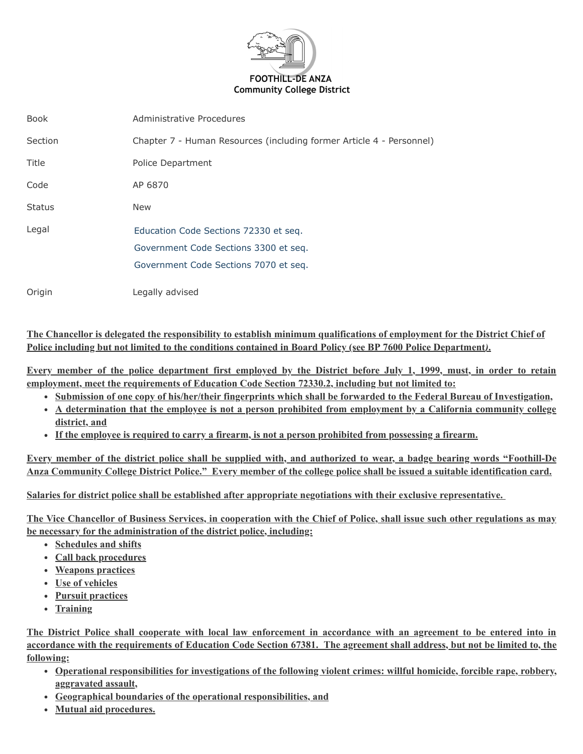**FOOTHILL-DE ANZA**
**Community College District**

| | |
|---|---|
| Book | Administrative Procedures |
| Section | Chapter 7 - Human Resources (including former Article 4 - Personnel) |
| Title | Police Department |
| Code | AP 6870 |
| Status | New |
| Legal | Education Code Sections 72330 et seq.<br>Government Code Sections 3300 et seq.<br>Government Code Sections 7070 et seq. |
| Origin | Legally advised |

**The Chancellor is delegated the responsibility to establish minimum qualifications of employment for the District Chief of Police including but not limited to the conditions contained in Board Policy (see BP 7600 Police Department*).***

**Every member of the police department first employed by the District before July 1, 1999, must, in order to retain employment, meet the requirements of Education Code Section 72330.2, including but not limited to:**

- **Submission of one copy of his/her/their fingerprints which shall be forwarded to the Federal Bureau of Investigation,**
- **A determination that the employee is not a person prohibited from employment by a California community college district, and**
- **If the employee is required to carry a firearm, is not a person prohibited from possessing a firearm.**

**Every member of the district police shall be supplied with, and authorized to wear, a badge bearing words "Foothill-De Anza Community College District Police." Every member of the college police shall be issued a suitable identification card.**

**Salaries for district police shall be established after appropriate negotiations with their exclusive representative.**

**The Vice Chancellor of Business Services, in cooperation with the Chief of Police, shall issue such other regulations as may be necessary for the administration of the district police, including:**

- **Schedules and shifts**
- **Call back procedures**
- **Weapons practices**
- **Use of vehicles**
- **Pursuit practices**
- **Training**

**The District Police shall cooperate with local law enforcement in accordance with an agreement to be entered into in accordance with the requirements of Education Code Section 67381. The agreement shall address, but not be limited to, the following:**

- **Operational responsibilities for investigations of the following violent crimes: willful homicide, forcible rape, robbery, aggravated assault,**
- **Geographical boundaries of the operational responsibilities, and**
- **Mutual aid procedures.**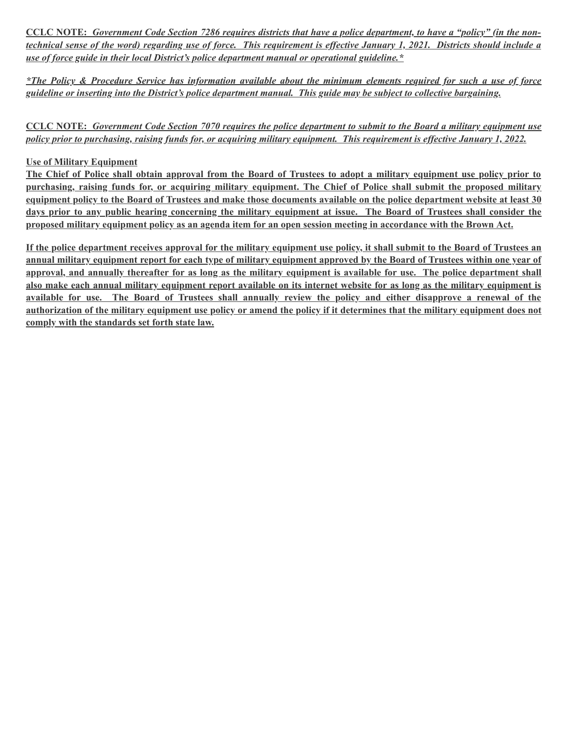**CCLC NOTE:** ***Government Code Section 7286 requires districts that have a police department, to have a "policy" (in the non-technical sense of the word) regarding use of force. This requirement is effective January 1, 2021. Districts should include a use of force guide in their local District's police department manual or operational guideline.****

****The Policy & Procedure Service has information available about the minimum elements required for such a use of force guideline or inserting into the District's police department manual. This guide may be subject to collective bargaining.***

**CCLC NOTE:** ***Government Code Section 7070 requires the police department to submit to the Board a military equipment use policy prior to purchasing, raising funds for, or acquiring military equipment. This requirement is effective January 1, 2022.***

**Use of Military Equipment**

**The Chief of Police shall obtain approval from the Board of Trustees to adopt a military equipment use policy prior to purchasing, raising funds for, or acquiring military equipment. The Chief of Police shall submit the proposed military equipment policy to the Board of Trustees and make those documents available on the police department website at least 30 days prior to any public hearing concerning the military equipment at issue. The Board of Trustees shall consider the proposed military equipment policy as an agenda item for an open session meeting in accordance with the Brown Act.**

**If the police department receives approval for the military equipment use policy, it shall submit to the Board of Trustees an annual military equipment report for each type of military equipment approved by the Board of Trustees within one year of approval, and annually thereafter for as long as the military equipment is available for use. The police department shall also make each annual military equipment report available on its internet website for as long as the military equipment is available for use. The Board of Trustees shall annually review the policy and either disapprove a renewal of the authorization of the military equipment use policy or amend the policy if it determines that the military equipment does not comply with the standards set forth state law.**